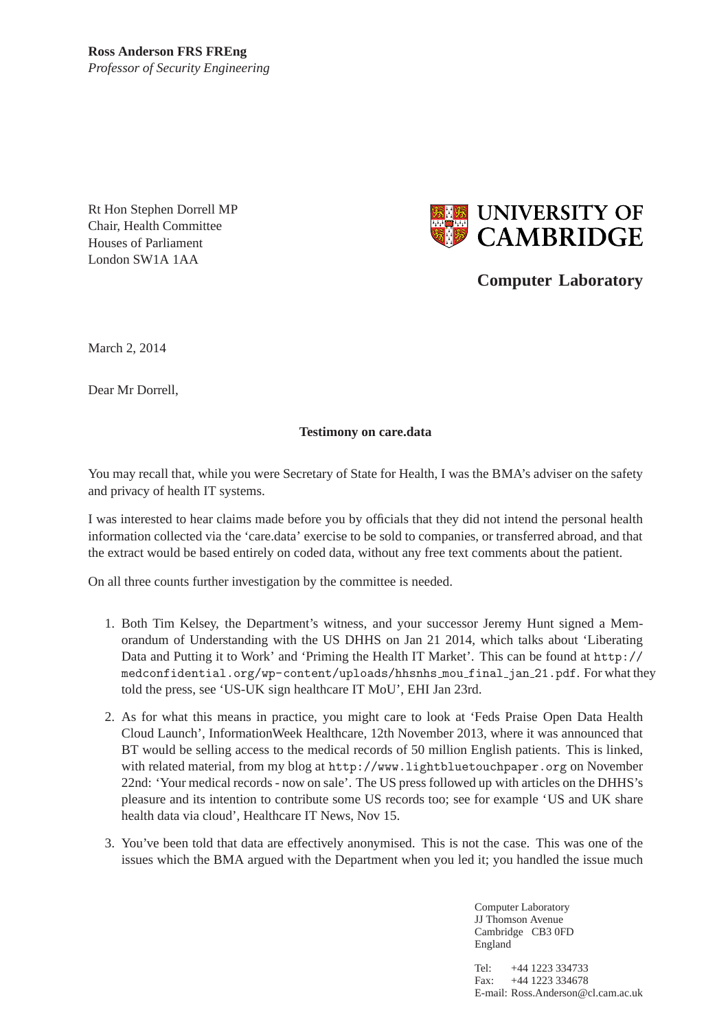**Ross Anderson FRS FREng**
*Professor of Security Engineering*

Rt Hon Stephen Dorrell MP
Chair, Health Committee
Houses of Parliament
London SW1A 1AA

UNIVERSITY OF CAMBRIDGE

**Computer Laboratory**

March 2, 2014

Dear Mr Dorrell,

**Testimony on care.data**

You may recall that, while you were Secretary of State for Health, I was the BMA's adviser on the safety and privacy of health IT systems.

I was interested to hear claims made before you by officials that they did not intend the personal health information collected via the 'care.data' exercise to be sold to companies, or transferred abroad, and that the extract would be based entirely on coded data, without any free text comments about the patient.

On all three counts further investigation by the committee is needed.

1. Both Tim Kelsey, the Department's witness, and your successor Jeremy Hunt signed a Memorandum of Understanding with the US DHHS on Jan 21 2014, which talks about 'Liberating Data and Putting it to Work' and 'Priming the Health IT Market'. This can be found at `http://medconfidential.org/wp-content/uploads/hhsnhs_mou_final_jan_21.pdf`. For what they told the press, see 'US-UK sign healthcare IT MoU', EHI Jan 23rd.
2. As for what this means in practice, you might care to look at 'Feds Praise Open Data Health Cloud Launch', InformationWeek Healthcare, 12th November 2013, where it was announced that BT would be selling access to the medical records of 50 million English patients. This is linked, with related material, from my blog at `http://www.lightbluetouchpaper.org` on November 22nd: 'Your medical records - now on sale'. The US press followed up with articles on the DHHS's pleasure and its intention to contribute some US records too; see for example 'US and UK share health data via cloud', Healthcare IT News, Nov 15.
3. You've been told that data are effectively anonymised. This is not the case. This was one of the issues which the BMA argued with the Department when you led it; you handled the issue much

Computer Laboratory
JJ Thomson Avenue
Cambridge CB3 0FD
England

Tel: +44 1223 334733
Fax: +44 1223 334678
E-mail: Ross.Anderson@cl.cam.ac.uk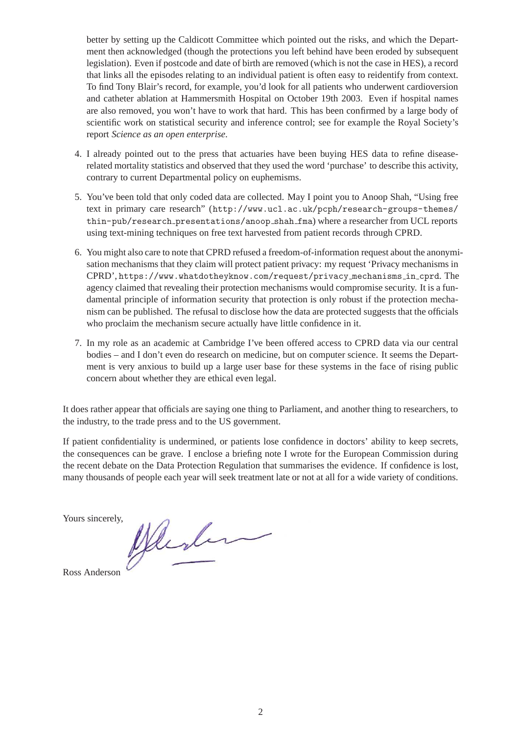better by setting up the Caldicott Committee which pointed out the risks, and which the Department then acknowledged (though the protections you left behind have been eroded by subsequent legislation). Even if postcode and date of birth are removed (which is not the case in HES), a record that links all the episodes relating to an individual patient is often easy to reidentify from context. To find Tony Blair's record, for example, you'd look for all patients who underwent cardioversion and catheter ablation at Hammersmith Hospital on October 19th 2003. Even if hospital names are also removed, you won't have to work that hard. This has been confirmed by a large body of scientific work on statistical security and inference control; see for example the Royal Society's report *Science as an open enterprise*.

4. I already pointed out to the press that actuaries have been buying HES data to refine disease-related mortality statistics and observed that they used the word 'purchase' to describe this activity, contrary to current Departmental policy on euphemisms.

5. You've been told that only coded data are collected. May I point you to Anoop Shah, "Using free text in primary care research" (`http://www.ucl.ac.uk/pcph/research-groups-themes/thin-pub/research_presentations/anoop_shah_fma`) where a researcher from UCL reports using text-mining techniques on free text harvested from patient records through CPRD.

6. You might also care to note that CPRD refused a freedom-of-information request about the anonymisation mechanisms that they claim will protect patient privacy: my request 'Privacy mechanisms in CPRD', `https://www.whatdotheyknow.com/request/privacy_mechanisms_in_cprd`. The agency claimed that revealing their protection mechanisms would compromise security. It is a fundamental principle of information security that protection is only robust if the protection mechanism can be published. The refusal to disclose how the data are protected suggests that the officials who proclaim the mechanism secure actually have little confidence in it.

7. In my role as an academic at Cambridge I've been offered access to CPRD data via our central bodies – and I don't even do research on medicine, but on computer science. It seems the Department is very anxious to build up a large user base for these systems in the face of rising public concern about whether they are ethical even legal.

It does rather appear that officials are saying one thing to Parliament, and another thing to researchers, to the industry, to the trade press and to the US government.

If patient confidentiality is undermined, or patients lose confidence in doctors' ability to keep secrets, the consequences can be grave. I enclose a briefing note I wrote for the European Commission during the recent debate on the Data Protection Regulation that summarises the evidence. If confidence is lost, many thousands of people each year will seek treatment late or not at all for a wide variety of conditions.

Yours sincerely,

Ross Anderson